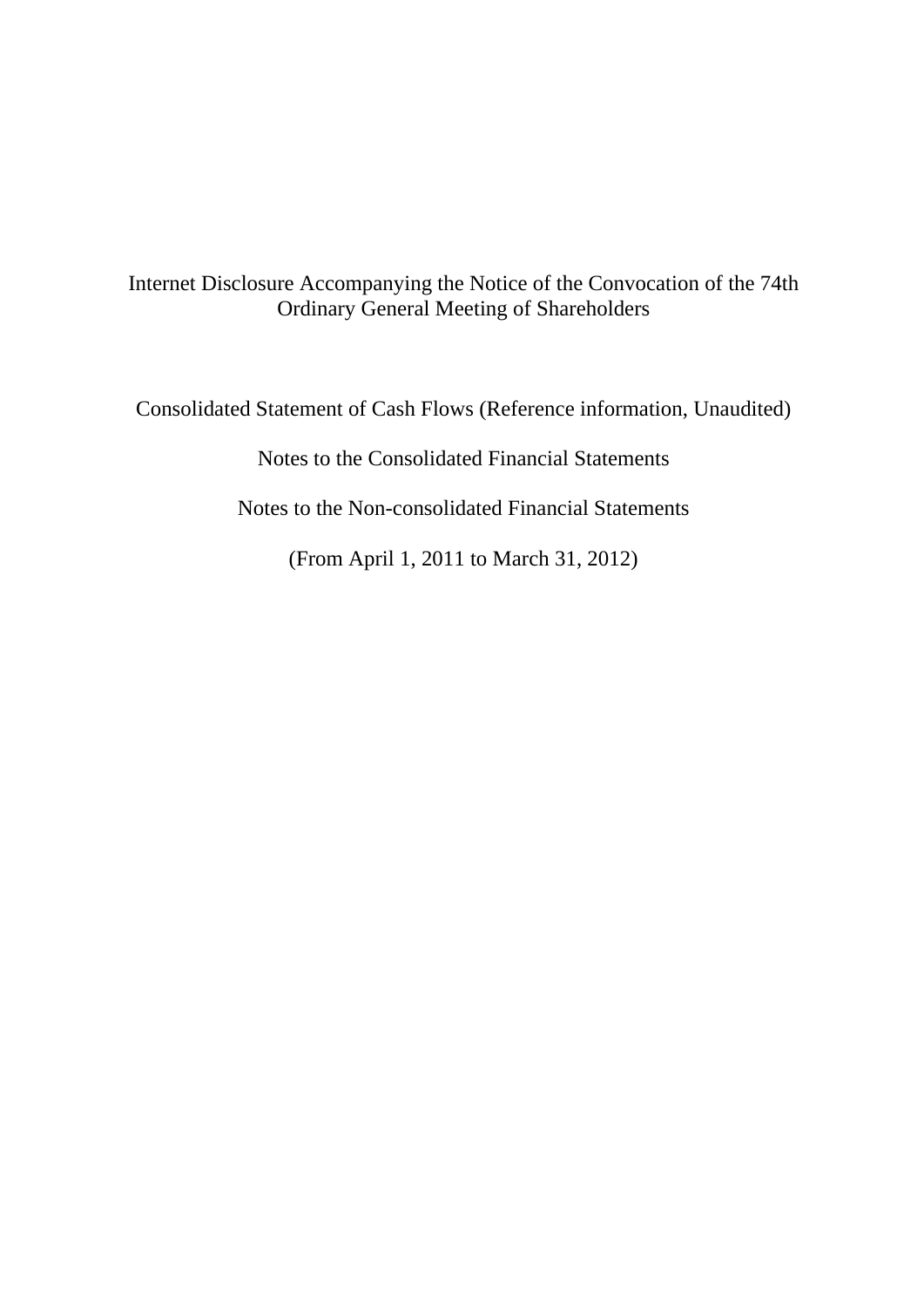# Internet Disclosure Accompanying the Notice of the Convocation of the 74th Ordinary General Meeting of Shareholders

Consolidated Statement of Cash Flows (Reference information, Unaudited)

Notes to the Consolidated Financial Statements

Notes to the Non-consolidated Financial Statements

(From April 1, 2011 to March 31, 2012)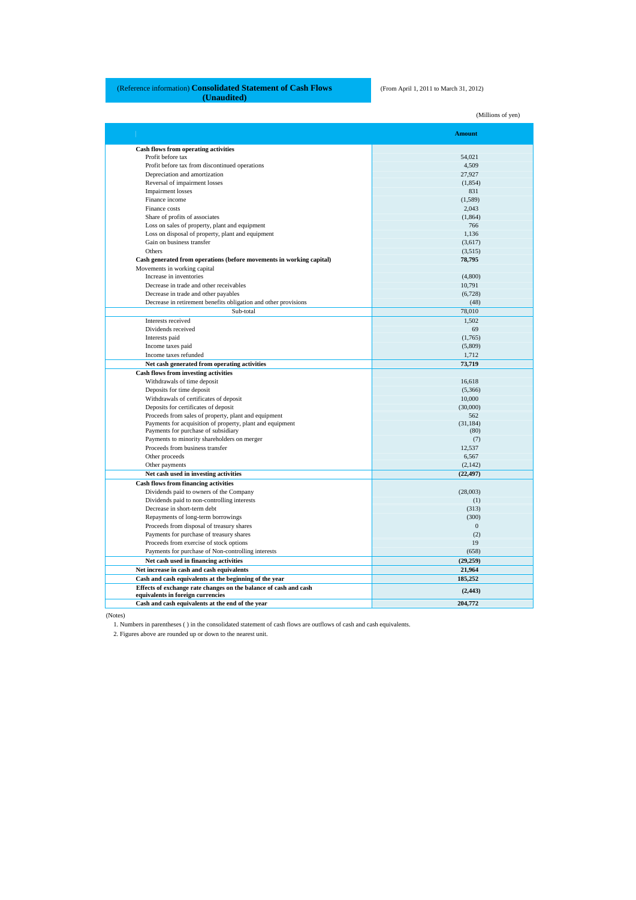## (Reference information) **Consolidated Statement of Cash Flows (Unaudited)**

(From April 1, 2011 to March 31, 2012)

(Millions of yen)

| | Amount |
|---|---|
| **Cash flows from operating activities** | |
| Profit before tax | 54,021 |
| Profit before tax from discontinued operations | 4,509 |
| Depreciation and amortization | 27,927 |
| Reversal of impairment losses | (1,854) |
| Impairment losses | 831 |
| Finance income | (1,589) |
| Finance costs | 2,043 |
| Share of profits of associates | (1,864) |
| Loss on sales of property, plant and equipment | 766 |
| Loss on disposal of property, plant and equipment | 1,136 |
| Gain on business transfer | (3,617) |
| Others | (3,515) |
| **Cash generated from operations (before movements in working capital)** | **78,795** |
| Movements in working capital | |
| Increase in inventories | (4,800) |
| Decrease in trade and other receivables | 10,791 |
| Decrease in trade and other payables | (6,728) |
| Decrease in retirement benefits obligation and other provisions | (48) |
| Sub-total | 78,010 |
| Interests received | 1,502 |
| Dividends received | 69 |
| Interests paid | (1,765) |
| Income taxes paid | (5,809) |
| Income taxes refunded | 1,712 |
| **Net cash generated from operating activities** | **73,719** |
| **Cash flows from investing activities** | |
| Withdrawals of time deposit | 16,618 |
| Deposits for time deposit | (5,366) |
| Withdrawals of certificates of deposit | 10,000 |
| Deposits for certificates of deposit | (30,000) |
| Proceeds from sales of property, plant and equipment | 562 |
| Payments for acquisition of property, plant and equipment | (31,184) |
| Payments for purchase of subsidiary | (80) |
| Payments to minority shareholders on merger | (7) |
| Proceeds from business transfer | 12,537 |
| Other proceeds | 6,567 |
| Other payments | (2,142) |
| **Net cash used in investing activities** | **(22,497)** |
| **Cash flows from financing activities** | |
| Dividends paid to owners of the Company | (28,003) |
| Dividends paid to non-controlling interests | (1) |
| Decrease in short-term debt | (313) |
| Repayments of long-term borrowings | (300) |
| Proceeds from disposal of treasury shares | 0 |
| Payments for purchase of treasury shares | (2) |
| Proceeds from exercise of stock options | 19 |
| Payments for purchase of Non-controlling interests | (658) |
| **Net cash used in financing activities** | **(29,259)** |
| **Net increase in cash and cash equivalents** | **21,964** |
| **Cash and cash equivalents at the beginning of the year** | **185,252** |
| **Effects of exchange rate changes on the balance of cash and cash equivalents in foreign currencies** | **(2,443)** |
| **Cash and cash equivalents at the end of the year** | **204,772** |

(Notes)

1. Numbers in parentheses ( ) in the consolidated statement of cash flows are outflows of cash and cash equivalents.
2. Figures above are rounded up or down to the nearest unit.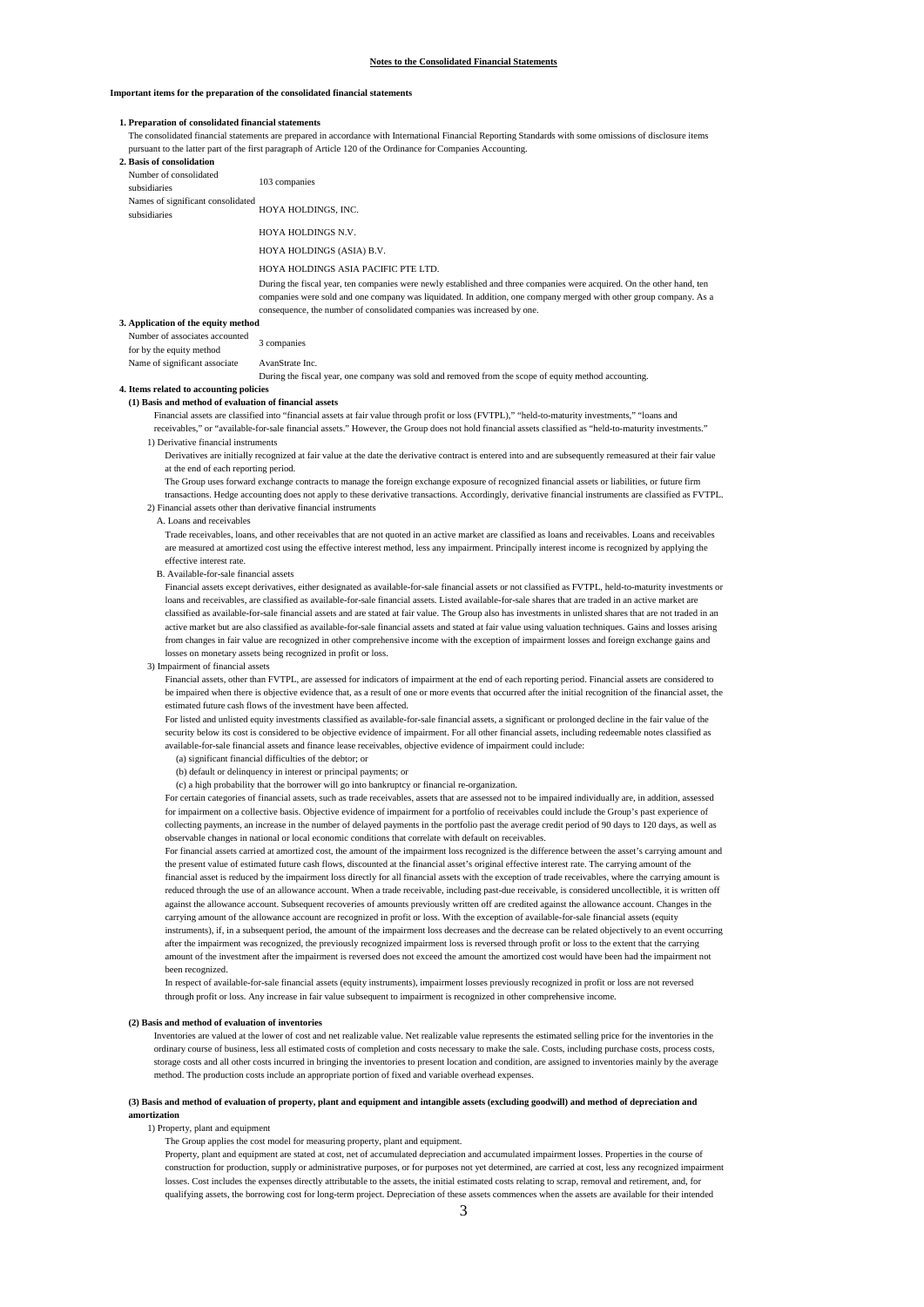**Notes to the Consolidated Financial Statements**

**Important items for the preparation of the consolidated financial statements**

**1. Preparation of consolidated financial statements**

The consolidated financial statements are prepared in accordance with International Financial Reporting Standards with some omissions of disclosure items pursuant to the latter part of the first paragraph of Article 120 of the Ordinance for Companies Accounting.

**2. Basis of consolidation**

| | |
|---|---|
| Number of consolidated subsidiaries | 103 companies |
| Names of significant consolidated subsidiaries | HOYA HOLDINGS, INC. |
| | HOYA HOLDINGS N.V. |
| | HOYA HOLDINGS (ASIA) B.V. |
| | HOYA HOLDINGS ASIA PACIFIC PTE LTD. |
| | During the fiscal year, ten companies were newly established and three companies were acquired. On the other hand, ten companies were sold and one company was liquidated. In addition, one company merged with other group company. As a consequence, the number of consolidated companies was increased by one. |

**3. Application of the equity method**

| | |
|---|---|
| Number of associates accounted for by the equity method | 3 companies |
| Name of significant associate | AvanStrate Inc. |
| | During the fiscal year, one company was sold and removed from the scope of equity method accounting. |

**4. Items related to accounting policies**

**(1) Basis and method of evaluation of financial assets**

Financial assets are classified into "financial assets at fair value through profit or loss (FVTPL)," "held-to-maturity investments," "loans and receivables," or "available-for-sale financial assets." However, the Group does not hold financial assets classified as "held-to-maturity investments."

1) Derivative financial instruments

Derivatives are initially recognized at fair value at the date the derivative contract is entered into and are subsequently remeasured at their fair value at the end of each reporting period.

The Group uses forward exchange contracts to manage the foreign exchange exposure of recognized financial assets or liabilities, or future firm transactions. Hedge accounting does not apply to these derivative transactions. Accordingly, derivative financial instruments are classified as FVTPL.

2) Financial assets other than derivative financial instruments

A. Loans and receivables

Trade receivables, loans, and other receivables that are not quoted in an active market are classified as loans and receivables. Loans and receivables are measured at amortized cost using the effective interest method, less any impairment. Principally interest income is recognized by applying the effective interest rate.

B. Available-for-sale financial assets

Financial assets except derivatives, either designated as available-for-sale financial assets or not classified as FVTPL, held-to-maturity investments or loans and receivables, are classified as available-for-sale financial assets. Listed available-for-sale shares that are traded in an active market are classified as available-for-sale financial assets and are stated at fair value. The Group also has investments in unlisted shares that are not traded in an active market but are also classified as available-for-sale financial assets and stated at fair value using valuation techniques. Gains and losses arising from changes in fair value are recognized in other comprehensive income with the exception of impairment losses and foreign exchange gains and losses on monetary assets being recognized in profit or loss.

3) Impairment of financial assets

Financial assets, other than FVTPL, are assessed for indicators of impairment at the end of each reporting period. Financial assets are considered to be impaired when there is objective evidence that, as a result of one or more events that occurred after the initial recognition of the financial asset, the estimated future cash flows of the investment have been affected.

For listed and unlisted equity investments classified as available-for-sale financial assets, a significant or prolonged decline in the fair value of the security below its cost is considered to be objective evidence of impairment. For all other financial assets, including redeemable notes classified as available-for-sale financial assets and finance lease receivables, objective evidence of impairment could include:

(a) significant financial difficulties of the debtor; or

(b) default or delinquency in interest or principal payments; or

(c) a high probability that the borrower will go into bankruptcy or financial re-organization.

For certain categories of financial assets, such as trade receivables, assets that are assessed not to be impaired individually are, in addition, assessed for impairment on a collective basis. Objective evidence of impairment for a portfolio of receivables could include the Group's past experience of collecting payments, an increase in the number of delayed payments in the portfolio past the average credit period of 90 days to 120 days, as well as observable changes in national or local economic conditions that correlate with default on receivables.

For financial assets carried at amortized cost, the amount of the impairment loss recognized is the difference between the asset's carrying amount and the present value of estimated future cash flows, discounted at the financial asset's original effective interest rate. The carrying amount of the financial asset is reduced by the impairment loss directly for all financial assets with the exception of trade receivables, where the carrying amount is reduced through the use of an allowance account. When a trade receivable, including past-due receivable, is considered uncollectible, it is written off against the allowance account. Subsequent recoveries of amounts previously written off are credited against the allowance account. Changes in the carrying amount of the allowance account are recognized in profit or loss. With the exception of available-for-sale financial assets (equity instruments), if, in a subsequent period, the amount of the impairment loss decreases and the decrease can be related objectively to an event occurring after the impairment was recognized, the previously recognized impairment loss is reversed through profit or loss to the extent that the carrying amount of the investment after the impairment is reversed does not exceed the amount the amortized cost would have been had the impairment not been recognized.

In respect of available-for-sale financial assets (equity instruments), impairment losses previously recognized in profit or loss are not reversed through profit or loss. Any increase in fair value subsequent to impairment is recognized in other comprehensive income.

**(2) Basis and method of evaluation of inventories**

Inventories are valued at the lower of cost and net realizable value. Net realizable value represents the estimated selling price for the inventories in the ordinary course of business, less all estimated costs of completion and costs necessary to make the sale. Costs, including purchase costs, process costs, storage costs and all other costs incurred in bringing the inventories to present location and condition, are assigned to inventories mainly by the average method. The production costs include an appropriate portion of fixed and variable overhead expenses.

**(3) Basis and method of evaluation of property, plant and equipment and intangible assets (excluding goodwill) and method of depreciation and amortization**

1) Property, plant and equipment

The Group applies the cost model for measuring property, plant and equipment.

Property, plant and equipment are stated at cost, net of accumulated depreciation and accumulated impairment losses. Properties in the course of construction for production, supply or administrative purposes, or for purposes not yet determined, are carried at cost, less any recognized impairment losses. Cost includes the expenses directly attributable to the assets, the initial estimated costs relating to scrap, removal and retirement, and, for qualifying assets, the borrowing cost for long-term project. Depreciation of these assets commences when the assets are available for their intended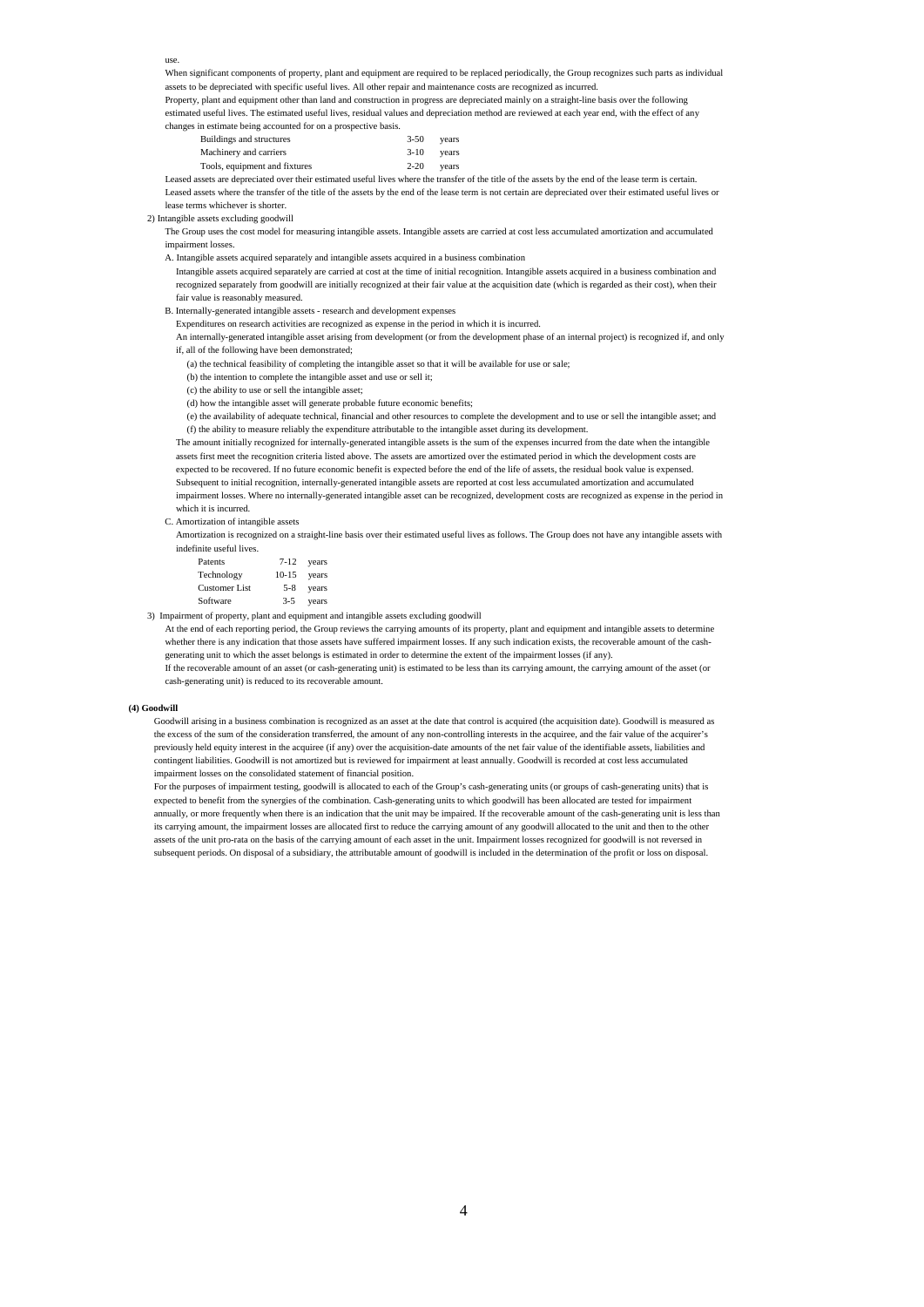use.

When significant components of property, plant and equipment are required to be replaced periodically, the Group recognizes such parts as individual assets to be depreciated with specific useful lives. All other repair and maintenance costs are recognized as incurred.

Property, plant and equipment other than land and construction in progress are depreciated mainly on a straight-line basis over the following estimated useful lives. The estimated useful lives, residual values and depreciation method are reviewed at each year end, with the effect of any changes in estimate being accounted for on a prospective basis.

| | | |
|---|---|---|
| Buildings and structures | 3-50 | years |
| Machinery and carriers | 3-10 | years |
| Tools, equipment and fixtures | 2-20 | years |

Leased assets are depreciated over their estimated useful lives where the transfer of the title of the assets by the end of the lease term is certain. Leased assets where the transfer of the title of the assets by the end of the lease term is not certain are depreciated over their estimated useful lives or lease terms whichever is shorter.

2) Intangible assets excluding goodwill

The Group uses the cost model for measuring intangible assets. Intangible assets are carried at cost less accumulated amortization and accumulated impairment losses.

A. Intangible assets acquired separately and intangible assets acquired in a business combination

Intangible assets acquired separately are carried at cost at the time of initial recognition. Intangible assets acquired in a business combination and recognized separately from goodwill are initially recognized at their fair value at the acquisition date (which is regarded as their cost), when their fair value is reasonably measured.

B. Internally-generated intangible assets - research and development expenses

Expenditures on research activities are recognized as expense in the period in which it is incurred.

An internally-generated intangible asset arising from development (or from the development phase of an internal project) is recognized if, and only if, all of the following have been demonstrated;

(a) the technical feasibility of completing the intangible asset so that it will be available for use or sale;

(b) the intention to complete the intangible asset and use or sell it;

(c) the ability to use or sell the intangible asset;

(d) how the intangible asset will generate probable future economic benefits;

(e) the availability of adequate technical, financial and other resources to complete the development and to use or sell the intangible asset; and

(f) the ability to measure reliably the expenditure attributable to the intangible asset during its development.

The amount initially recognized for internally-generated intangible assets is the sum of the expenses incurred from the date when the intangible assets first meet the recognition criteria listed above. The assets are amortized over the estimated period in which the development costs are expected to be recovered. If no future economic benefit is expected before the end of the life of assets, the residual book value is expensed. Subsequent to initial recognition, internally-generated intangible assets are reported at cost less accumulated amortization and accumulated impairment losses. Where no internally-generated intangible asset can be recognized, development costs are recognized as expense in the period in which it is incurred.

C. Amortization of intangible assets

Amortization is recognized on a straight-line basis over their estimated useful lives as follows. The Group does not have any intangible assets with indefinite useful lives.

| | | |
|---|---|---|
| Patents | 7-12 | years |
| Technology | 10-15 | years |
| Customer List | 5-8 | years |
| Software | 3-5 | years |

3) Impairment of property, plant and equipment and intangible assets excluding goodwill

At the end of each reporting period, the Group reviews the carrying amounts of its property, plant and equipment and intangible assets to determine whether there is any indication that those assets have suffered impairment losses. If any such indication exists, the recoverable amount of the cash-generating unit to which the asset belongs is estimated in order to determine the extent of the impairment losses (if any).

If the recoverable amount of an asset (or cash-generating unit) is estimated to be less than its carrying amount, the carrying amount of the asset (or cash-generating unit) is reduced to its recoverable amount.

**(4) Goodwill**

Goodwill arising in a business combination is recognized as an asset at the date that control is acquired (the acquisition date). Goodwill is measured as the excess of the sum of the consideration transferred, the amount of any non-controlling interests in the acquiree, and the fair value of the acquirer's previously held equity interest in the acquiree (if any) over the acquisition-date amounts of the net fair value of the identifiable assets, liabilities and contingent liabilities. Goodwill is not amortized but is reviewed for impairment at least annually. Goodwill is recorded at cost less accumulated impairment losses on the consolidated statement of financial position.

For the purposes of impairment testing, goodwill is allocated to each of the Group's cash-generating units (or groups of cash-generating units) that is expected to benefit from the synergies of the combination. Cash-generating units to which goodwill has been allocated are tested for impairment annually, or more frequently when there is an indication that the unit may be impaired. If the recoverable amount of the cash-generating unit is less than its carrying amount, the impairment losses are allocated first to reduce the carrying amount of any goodwill allocated to the unit and then to the other assets of the unit pro-rata on the basis of the carrying amount of each asset in the unit. Impairment losses recognized for goodwill is not reversed in subsequent periods. On disposal of a subsidiary, the attributable amount of goodwill is included in the determination of the profit or loss on disposal.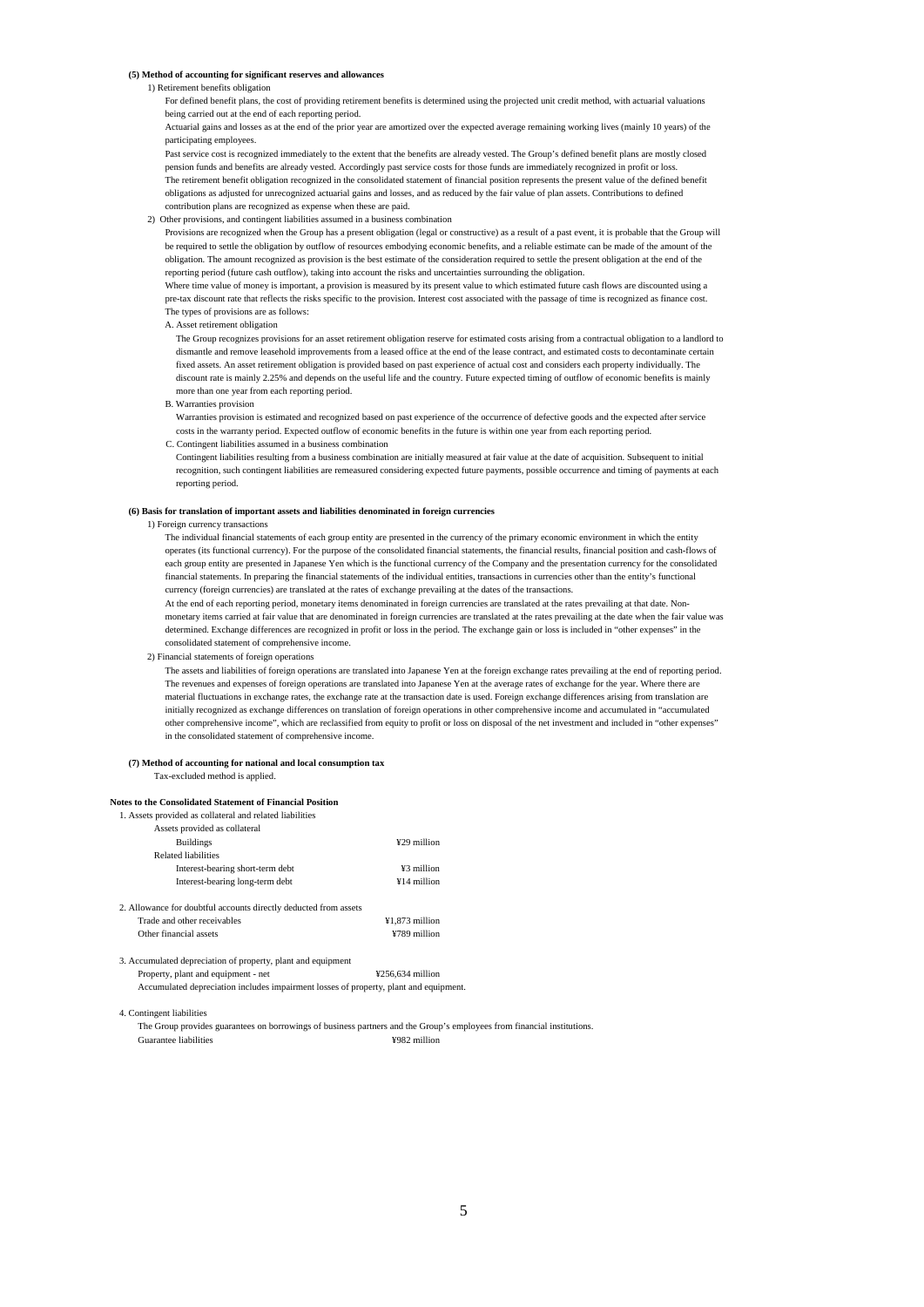**(5) Method of accounting for significant reserves and allowances**

1) Retirement benefits obligation

For defined benefit plans, the cost of providing retirement benefits is determined using the projected unit credit method, with actuarial valuations being carried out at the end of each reporting period.

Actuarial gains and losses as at the end of the prior year are amortized over the expected average remaining working lives (mainly 10 years) of the participating employees.

Past service cost is recognized immediately to the extent that the benefits are already vested. The Group's defined benefit plans are mostly closed pension funds and benefits are already vested. Accordingly past service costs for those funds are immediately recognized in profit or loss.

The retirement benefit obligation recognized in the consolidated statement of financial position represents the present value of the defined benefit obligations as adjusted for unrecognized actuarial gains and losses, and as reduced by the fair value of plan assets. Contributions to defined contribution plans are recognized as expense when these are paid.

2) Other provisions, and contingent liabilities assumed in a business combination

Provisions are recognized when the Group has a present obligation (legal or constructive) as a result of a past event, it is probable that the Group will be required to settle the obligation by outflow of resources embodying economic benefits, and a reliable estimate can be made of the amount of the obligation. The amount recognized as provision is the best estimate of the consideration required to settle the present obligation at the end of the reporting period (future cash outflow), taking into account the risks and uncertainties surrounding the obligation.

Where time value of money is important, a provision is measured by its present value to which estimated future cash flows are discounted using a pre-tax discount rate that reflects the risks specific to the provision. Interest cost associated with the passage of time is recognized as finance cost.

The types of provisions are as follows:

A. Asset retirement obligation

The Group recognizes provisions for an asset retirement obligation reserve for estimated costs arising from a contractual obligation to a landlord to dismantle and remove leasehold improvements from a leased office at the end of the lease contract, and estimated costs to decontaminate certain fixed assets. An asset retirement obligation is provided based on past experience of actual cost and considers each property individually. The discount rate is mainly 2.25% and depends on the useful life and the country. Future expected timing of outflow of economic benefits is mainly more than one year from each reporting period.

B. Warranties provision

Warranties provision is estimated and recognized based on past experience of the occurrence of defective goods and the expected after service costs in the warranty period. Expected outflow of economic benefits in the future is within one year from each reporting period.

C. Contingent liabilities assumed in a business combination

Contingent liabilities resulting from a business combination are initially measured at fair value at the date of acquisition. Subsequent to initial recognition, such contingent liabilities are remeasured considering expected future payments, possible occurrence and timing of payments at each reporting period.

**(6) Basis for translation of important assets and liabilities denominated in foreign currencies**

1) Foreign currency transactions

The individual financial statements of each group entity are presented in the currency of the primary economic environment in which the entity operates (its functional currency). For the purpose of the consolidated financial statements, the financial results, financial position and cash-flows of each group entity are presented in Japanese Yen which is the functional currency of the Company and the presentation currency for the consolidated financial statements. In preparing the financial statements of the individual entities, transactions in currencies other than the entity's functional currency (foreign currencies) are translated at the rates of exchange prevailing at the dates of the transactions.

At the end of each reporting period, monetary items denominated in foreign currencies are translated at the rates prevailing at that date. Non-monetary items carried at fair value that are denominated in foreign currencies are translated at the rates prevailing at the date when the fair value was determined. Exchange differences are recognized in profit or loss in the period. The exchange gain or loss is included in "other expenses" in the consolidated statement of comprehensive income.

2) Financial statements of foreign operations

The assets and liabilities of foreign operations are translated into Japanese Yen at the foreign exchange rates prevailing at the end of reporting period. The revenues and expenses of foreign operations are translated into Japanese Yen at the average rates of exchange for the year. Where there are material fluctuations in exchange rates, the exchange rate at the transaction date is used. Foreign exchange differences arising from translation are initially recognized as exchange differences on translation of foreign operations in other comprehensive income and accumulated in "accumulated other comprehensive income", which are reclassified from equity to profit or loss on disposal of the net investment and included in "other expenses" in the consolidated statement of comprehensive income.

**(7) Method of accounting for national and local consumption tax**

Tax-excluded method is applied.

**Notes to the Consolidated Statement of Financial Position**

1. Assets provided as collateral and related liabilities

| | |
|---|---|
| Assets provided as collateral | |
| Buildings | ¥29 million |
| Related liabilities | |
| Interest-bearing short-term debt | ¥3 million |
| Interest-bearing long-term debt | ¥14 million |

2. Allowance for doubtful accounts directly deducted from assets

| | |
|---|---|
| Trade and other receivables | ¥1,873 million |
| Other financial assets | ¥789 million |

3. Accumulated depreciation of property, plant and equipment

| | |
|---|---|
| Property, plant and equipment - net | ¥256,634 million |

Accumulated depreciation includes impairment losses of property, plant and equipment.

4. Contingent liabilities

The Group provides guarantees on borrowings of business partners and the Group's employees from financial institutions.

| | |
|---|---|
| Guarantee liabilities | ¥982 million |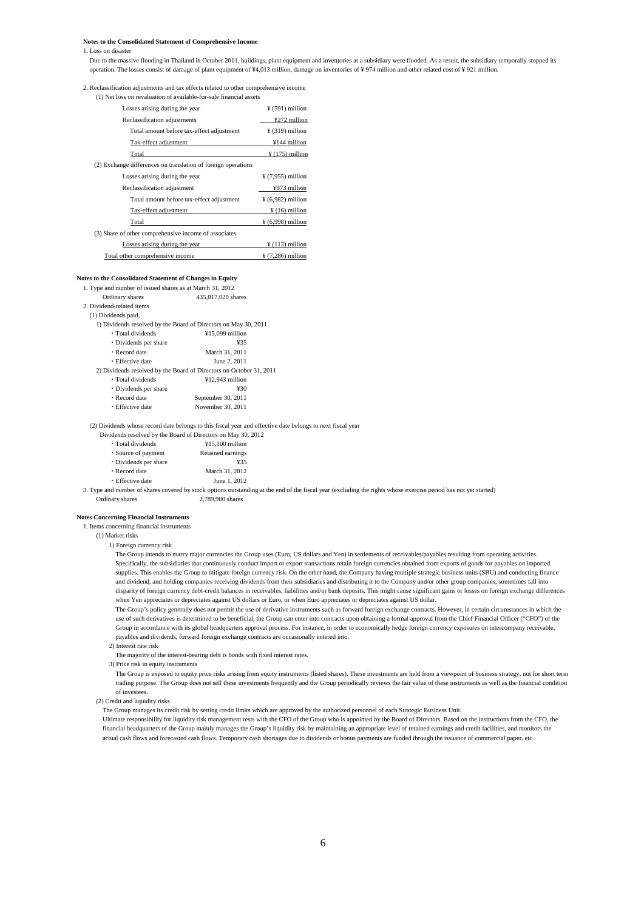**Notes to the Consolidated Statement of Comprehensive Income**

1. Loss on disaster

Due to the massive flooding in Thailand in October 2011, buildings, plant equipment and inventories at a subsidiary were flooded. As a result, the subsidiary temporally stopped its operation. The losses consist of damage of plant equipment of ¥4,013 million, damage on inventories of ¥ 974 million and other related cost of ¥ 921 million.

2. Reclassification adjustments and tax effects related to other comprehensive income

(1) Net loss on revaluation of available-for-sale financial assets

| | |
|---|---|
| Losses arising during the year | ¥ (591) million |
| Reclassification adjustments | ¥272 million |
| Total amount before tax-effect adjustment | ¥ (319) million |
| Tax-effect adjustment | ¥144 million |
| Total | ¥ (175) million |

(2) Exchange differences on translation of foreign operations

| | |
|---|---|
| Losses arising during the year | ¥ (7,955) million |
| Reclassification adjustment | ¥973 million |
| Total amount before tax-effect adjustment | ¥ (6,982) million |
| Tax-effect adjustment | ¥ (16) million |
| Total | ¥ (6,998) million |

(3) Share of other comprehensive income of associates

| | |
|---|---|
| Losses arising during the year | ¥ (113) million |
| Total other comprehensive income | ¥ (7,286) million |

**Notes to the Consolidated Statement of Changes in Equity**

1. Type and number of issued shares as at March 31, 2012

Ordinary shares 435,017,020 shares

2. Dividend-related items

(1) Dividends paid,

1) Dividends resolved by the Board of Directors on May 30, 2011

- Total dividends ¥15,099 million
- Dividends per share ¥35
- Record date March 31, 2011
- Effective date June 2, 2011

2) Dividends resolved by the Board of Directors on October 31, 2011

- Total dividends ¥12,943 million
- Dividends per share ¥30
- Record date September 30, 2011
- Effective date November 30, 2011

(2) Dividends whose record date belongs to this fiscal year and effective date belongs to next fiscal year

Dividends resolved by the Board of Directors on May 30, 2012

- Total dividends ¥15,100 million
- Source of payment Retained earnings
- Dividends per share ¥35
- Record date March 31, 2012
- Effective date June 1, 2012

3. Type and number of shares covered by stock options outstanding at the end of the fiscal year (excluding the rights whose exercise period has not yet started)

Ordinary shares 2,789,900 shares

**Notes Concerning Financial Instruments**

1. Items concerning financial instruments

(1) Market risks

1) Foreign currency risk

The Group intends to marry major currencies the Group uses (Euro, US dollars and Yen) in settlements of receivables/payables resulting from operating activities. Specifically, the subsidiaries that continuously conduct import or export transactions retain foreign currencies obtained from exports of goods for payables on imported supplies. This enables the Group to mitigate foreign currency risk. On the other hand, the Company having multiple strategic business units (SBU) and conducting finance and dividend, and holding companies receiving dividends from their subsidiaries and distributing it to the Company and/or other group companies, sometimes fall into disparity of foreign currency debt-credit balances in receivables, liabilities and/or bank deposits. This might cause significant gains or losses on foreign exchange differences when Yen appreciates or depreciates against US dollars or Euro, or when Euro appreciates or depreciates against US dollar.

The Group's policy generally does not permit the use of derivative instruments such as forward foreign exchange contracts. However, in certain circumstances in which the use of such derivatives is determined to be beneficial, the Group can enter into contracts upon obtaining a formal approval from the Chief Financial Officer ("CFO") of the Group in accordance with its global headquarters approval process. For instance, in order to economically hedge foreign currency exposures on intercompany receivable, payables and dividends, forward foreign exchange contracts are occasionally entered into.

2) Interest rate risk

The majority of the interest-bearing debt is bonds with fixed interest rates.

3) Price risk in equity instruments

The Group is exposed to equity price risks arising from equity instruments (listed shares). These investments are held from a viewpoint of business strategy, not for short term trading purpose. The Group does not sell these investments frequently and the Group periodically reviews the fair value of these instruments as well as the financial condition of investees.

(2) Credit and liquidity risks

The Group manages its credit risk by setting credit limits which are approved by the authorized personnel of each Strategic Business Unit.

Ultimate responsibility for liquidity risk management rests with the CFO of the Group who is appointed by the Board of Directors. Based on the instructions from the CFO, the financial headquarters of the Group mainly manages the Group's liquidity risk by maintaining an appropriate level of retained earnings and credit facilities, and monitors the actual cash flows and forecasted cash flows. Temporary cash shortages due to dividends or bonus payments are funded through the issuance of commercial paper, etc.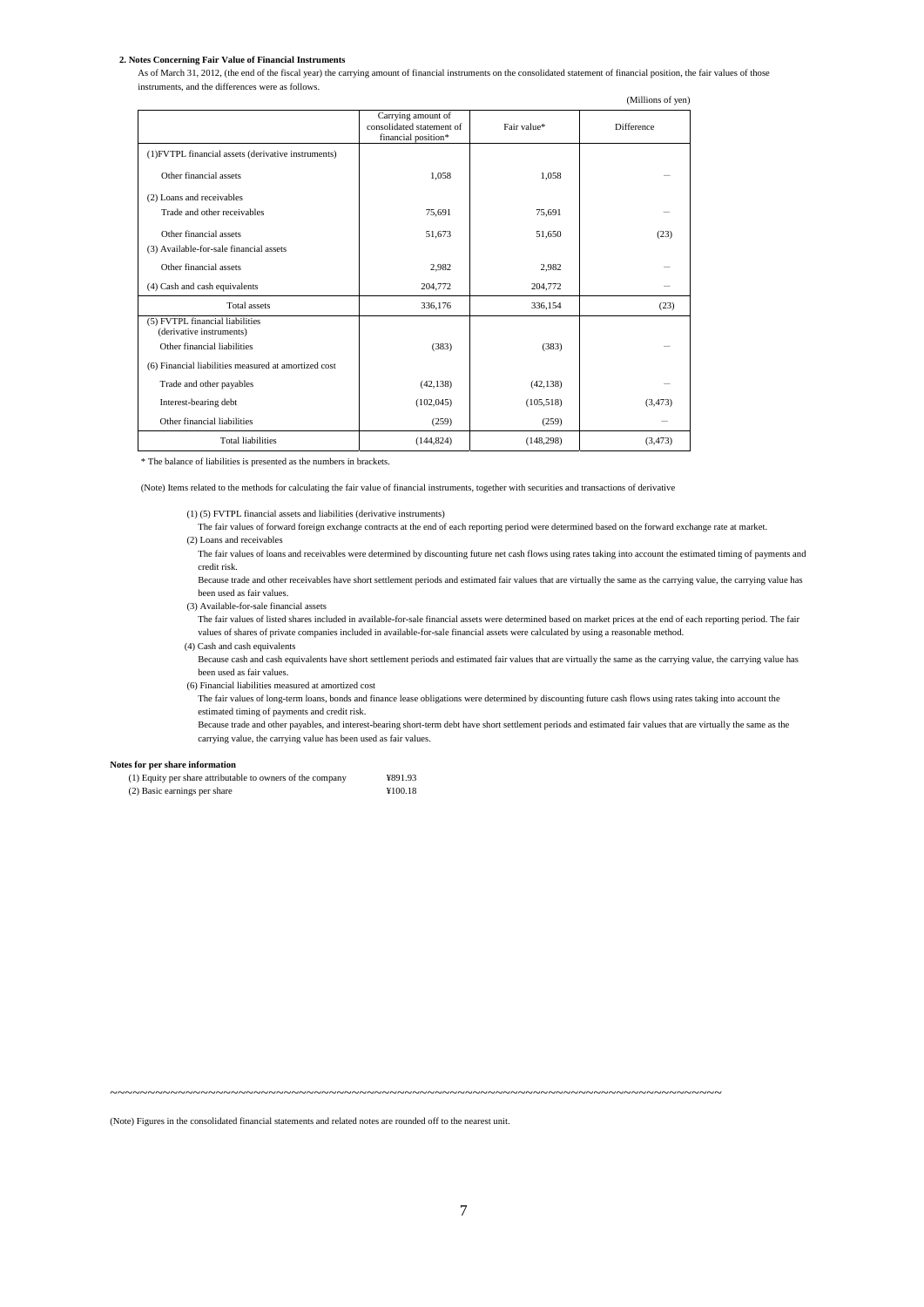**2. Notes Concerning Fair Value of Financial Instruments**

As of March 31, 2012, (the end of the fiscal year) the carrying amount of financial instruments on the consolidated statement of financial position, the fair values of those instruments, and the differences were as follows.

(Millions of yen)

| | Carrying amount of consolidated statement of financial position* | Fair value* | Difference |
|---|---|---|---|
| (1)FVTPL financial assets (derivative instruments) | | | |
| Other financial assets | 1,058 | 1,058 | – |
| (2) Loans and receivables | | | |
| Trade and other receivables | 75,691 | 75,691 | – |
| Other financial assets | 51,673 | 51,650 | (23) |
| (3) Available-for-sale financial assets | | | |
| Other financial assets | 2,982 | 2,982 | – |
| (4) Cash and cash equivalents | 204,772 | 204,772 | – |
| Total assets | 336,176 | 336,154 | (23) |
| (5) FVTPL financial liabilities (derivative instruments) | | | |
| Other financial liabilities | (383) | (383) | – |
| (6) Financial liabilities measured at amortized cost | | | |
| Trade and other payables | (42,138) | (42,138) | – |
| Interest-bearing debt | (102,045) | (105,518) | (3,473) |
| Other financial liabilities | (259) | (259) | – |
| Total liabilities | (144,824) | (148,298) | (3,473) |

\* The balance of liabilities is presented as the numbers in brackets.

(Note) Items related to the methods for calculating the fair value of financial instruments, together with securities and transactions of derivative

(1) (5) FVTPL financial assets and liabilities (derivative instruments)

The fair values of forward foreign exchange contracts at the end of each reporting period were determined based on the forward exchange rate at market.

(2) Loans and receivables

The fair values of loans and receivables were determined by discounting future net cash flows using rates taking into account the estimated timing of payments and credit risk.

Because trade and other receivables have short settlement periods and estimated fair values that are virtually the same as the carrying value, the carrying value has been used as fair values.

(3) Available-for-sale financial assets

The fair values of listed shares included in available-for-sale financial assets were determined based on market prices at the end of each reporting period. The fair values of shares of private companies included in available-for-sale financial assets were calculated by using a reasonable method.

(4) Cash and cash equivalents

Because cash and cash equivalents have short settlement periods and estimated fair values that are virtually the same as the carrying value, the carrying value has been used as fair values.

(6) Financial liabilities measured at amortized cost

The fair values of long-term loans, bonds and finance lease obligations were determined by discounting future cash flows using rates taking into account the estimated timing of payments and credit risk.

Because trade and other payables, and interest-bearing short-term debt have short settlement periods and estimated fair values that are virtually the same as the carrying value, the carrying value has been used as fair values.

**Notes for per share information**

| | |
|---|---|
| (1) Equity per share attributable to owners of the company | ¥891.93 |
| (2) Basic earnings per share | ¥100.18 |

(Note) Figures in the consolidated financial statements and related notes are rounded off to the nearest unit.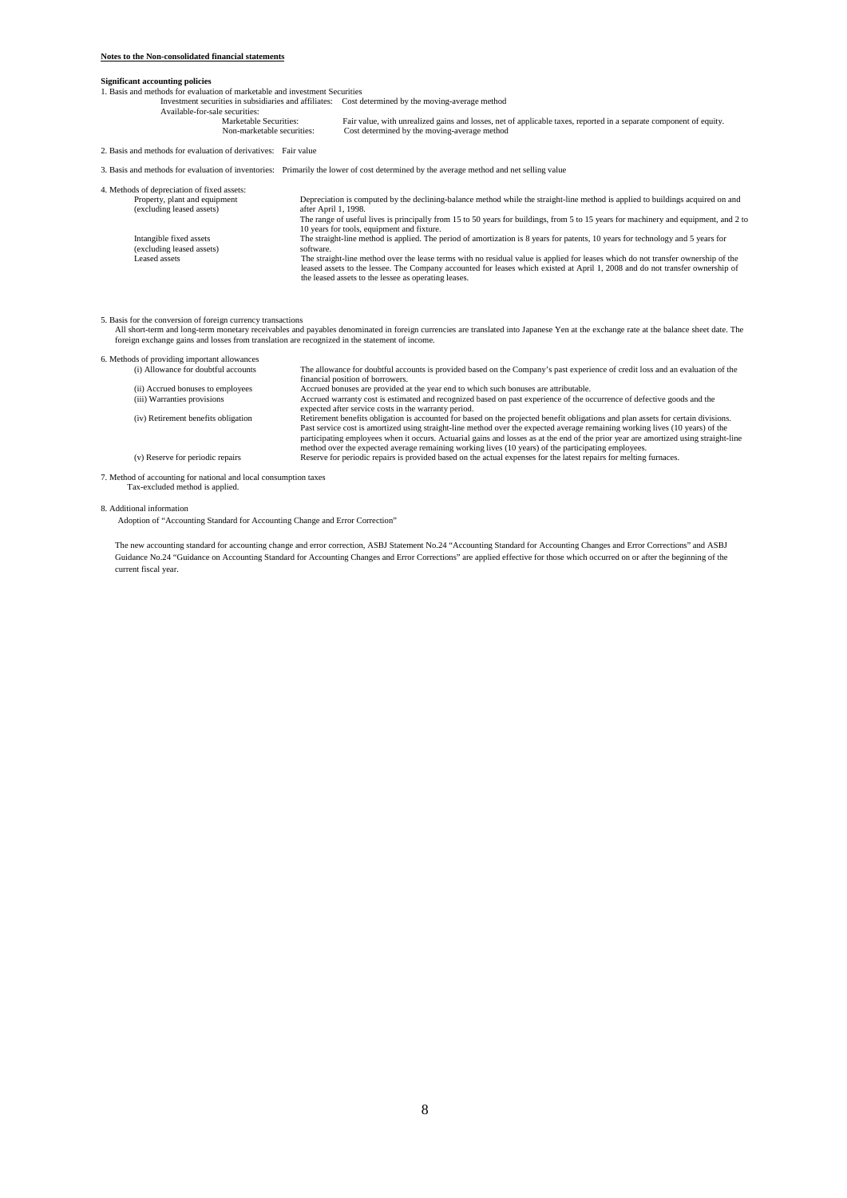**Notes to the Non-consolidated financial statements**

**Significant accounting policies**

1. Basis and methods for evaluation of marketable and investment Securities

| | |
|---|---|
| Investment securities in subsidiaries and affiliates: | Cost determined by the moving-average method |
| Available-for-sale securities: | |
| Marketable Securities: | Fair value, with unrealized gains and losses, net of applicable taxes, reported in a separate component of equity. |
| Non-marketable securities: | Cost determined by the moving-average method |

2. Basis and methods for evaluation of derivatives: Fair value

3. Basis and methods for evaluation of inventories: Primarily the lower of cost determined by the average method and net selling value

4. Methods of depreciation of fixed assets:

| | |
|---|---|
| Property, plant and equipment (excluding leased assets) | Depreciation is computed by the declining-balance method while the straight-line method is applied to buildings acquired on and after April 1, 1998. The range of useful lives is principally from 15 to 50 years for buildings, from 5 to 15 years for machinery and equipment, and 2 to 10 years for tools, equipment and fixture. |
| Intangible fixed assets (excluding leased assets) | The straight-line method is applied. The period of amortization is 8 years for patents, 10 years for technology and 5 years for software. |
| Leased assets | The straight-line method over the lease terms with no residual value is applied for leases which do not transfer ownership of the leased assets to the lessee. The Company accounted for leases which existed at April 1, 2008 and do not transfer ownership of the leased assets to the lessee as operating leases. |

5. Basis for the conversion of foreign currency transactions

All short-term and long-term monetary receivables and payables denominated in foreign currencies are translated into Japanese Yen at the exchange rate at the balance sheet date. The foreign exchange gains and losses from translation are recognized in the statement of income.

6. Methods of providing important allowances

| | |
|---|---|
| (i) Allowance for doubtful accounts | The allowance for doubtful accounts is provided based on the Company's past experience of credit loss and an evaluation of the financial position of borrowers. |
| (ii) Accrued bonuses to employees | Accrued bonuses are provided at the year end to which such bonuses are attributable. |
| (iii) Warranties provisions | Accrued warranty cost is estimated and recognized based on past experience of the occurrence of defective goods and the expected after service costs in the warranty period. |
| (iv) Retirement benefits obligation | Retirement benefits obligation is accounted for based on the projected benefit obligations and plan assets for certain divisions. Past service cost is amortized using straight-line method over the expected average remaining working lives (10 years) of the participating employees when it occurs. Actuarial gains and losses as at the end of the prior year are amortized using straight-line method over the expected average remaining working lives (10 years) of the participating employees. |
| (v) Reserve for periodic repairs | Reserve for periodic repairs is provided based on the actual expenses for the latest repairs for melting furnaces. |

7. Method of accounting for national and local consumption taxes

Tax-excluded method is applied.

8. Additional information

Adoption of "Accounting Standard for Accounting Change and Error Correction"

The new accounting standard for accounting change and error correction, ASBJ Statement No.24 "Accounting Standard for Accounting Changes and Error Corrections" and ASBJ Guidance No.24 "Guidance on Accounting Standard for Accounting Changes and Error Corrections" are applied effective for those which occurred on or after the beginning of the current fiscal year.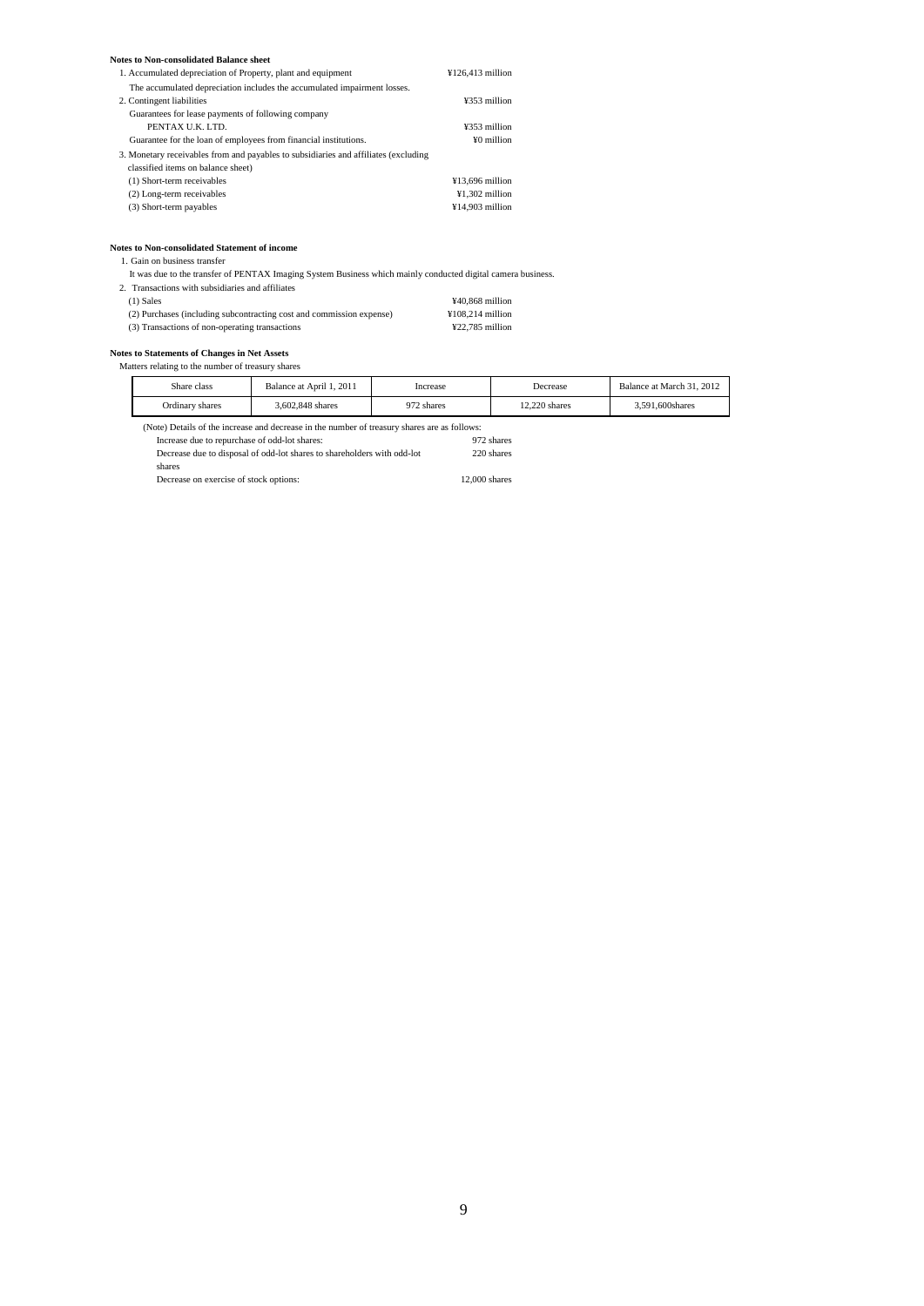**Notes to Non-consolidated Balance sheet**

1. Accumulated depreciation of Property, plant and equipment ¥126,413 million

   The accumulated depreciation includes the accumulated impairment losses.

2. Contingent liabilities ¥353 million

   Guarantees for lease payments of following company

   PENTAX U.K. LTD. ¥353 million

   Guarantee for the loan of employees from financial institutions. ¥0 million

3. Monetary receivables from and payables to subsidiaries and affiliates (excluding classified items on balance sheet)

   (1) Short-term receivables ¥13,696 million

   (2) Long-term receivables ¥1,302 million

   (3) Short-term payables ¥14,903 million

**Notes to Non-consolidated Statement of income**

1. Gain on business transfer

   It was due to the transfer of PENTAX Imaging System Business which mainly conducted digital camera business.

2. Transactions with subsidiaries and affiliates

   (1) Sales ¥40,868 million

   (2) Purchases (including subcontracting cost and commission expense) ¥108,214 million

   (3) Transactions of non-operating transactions ¥22,785 million

**Notes to Statements of Changes in Net Assets**

Matters relating to the number of treasury shares

| Share class | Balance at April 1, 2011 | Increase | Decrease | Balance at March 31, 2012 |
|---|---|---|---|---|
| Ordinary shares | 3,602,848 shares | 972 shares | 12,220 shares | 3,591,600shares |

(Note) Details of the increase and decrease in the number of treasury shares are as follows:

Increase due to repurchase of odd-lot shares: 972 shares

Decrease due to disposal of odd-lot shares to shareholders with odd-lot shares 220 shares

Decrease on exercise of stock options: 12,000 shares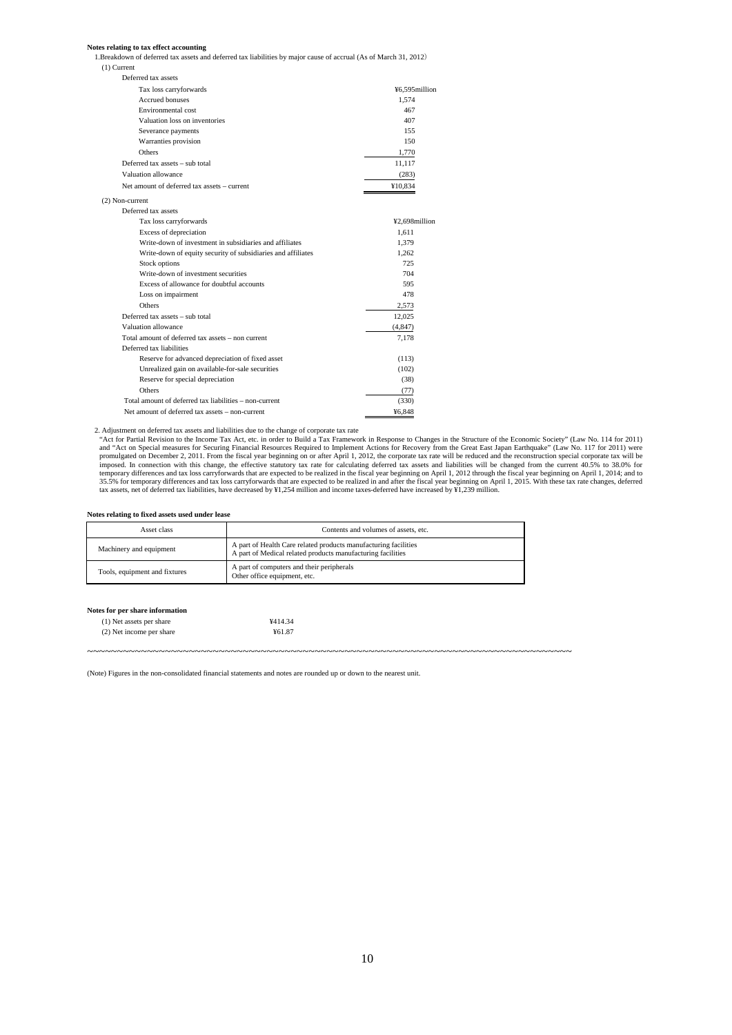**Notes relating to tax effect accounting**

1.Breakdown of deferred tax assets and deferred tax liabilities by major cause of accrual (As of March 31, 2012)

(1) Current

| | |
|---|---|
| Deferred tax assets | |
| Tax loss carryforwards | ¥6,595million |
| Accrued bonuses | 1,574 |
| Environmental cost | 467 |
| Valuation loss on inventories | 407 |
| Severance payments | 155 |
| Warranties provision | 150 |
| Others | 1,770 |
| Deferred tax assets – sub total | 11,117 |
| Valuation allowance | (283) |
| Net amount of deferred tax assets – current | ¥10,834 |

(2) Non-current

| | |
|---|---|
| Deferred tax assets | |
| Tax loss carryforwards | ¥2,698million |
| Excess of depreciation | 1,611 |
| Write-down of investment in subsidiaries and affiliates | 1,379 |
| Write-down of equity security of subsidiaries and affiliates | 1,262 |
| Stock options | 725 |
| Write-down of investment securities | 704 |
| Excess of allowance for doubtful accounts | 595 |
| Loss on impairment | 478 |
| Others | 2,573 |
| Deferred tax assets – sub total | 12,025 |
| Valuation allowance | (4,847) |
| Total amount of deferred tax assets – non current | 7,178 |
| Deferred tax liabilities | |
| Reserve for advanced depreciation of fixed asset | (113) |
| Unrealized gain on available-for-sale securities | (102) |
| Reserve for special depreciation | (38) |
| Others | (77) |
| Total amount of deferred tax liabilities – non-current | (330) |
| Net amount of deferred tax assets – non-current | ¥6,848 |

2. Adjustment on deferred tax assets and liabilities due to the change of corporate tax rate

"Act for Partial Revision to the Income Tax Act, etc. in order to Build a Tax Framework in Response to Changes in the Structure of the Economic Society" (Law No. 114 for 2011) and "Act on Special measures for Securing Financial Resources Required to Implement Actions for Recovery from the Great East Japan Earthquake" (Law No. 117 for 2011) were promulgated on December 2, 2011. From the fiscal year beginning on or after April 1, 2012, the corporate tax rate will be reduced and the reconstruction special corporate tax will be imposed. In connection with this change, the effective statutory tax rate for calculating deferred tax assets and liabilities will be changed from the current 40.5% to 38.0% for temporary differences and tax loss carryforwards that are expected to be realized in the fiscal year beginning on April 1, 2012 through the fiscal year beginning on April 1, 2014; and to 35.5% for temporary differences and tax loss carryforwards that are expected to be realized in and after the fiscal year beginning on April 1, 2015. With these tax rate changes, deferred tax assets, net of deferred tax liabilities, have decreased by ¥1,254 million and income taxes-deferred have increased by ¥1,239 million.

**Notes relating to fixed assets used under lease**

| Asset class | Contents and volumes of assets, etc. |
|---|---|
| Machinery and equipment | A part of Health Care related products manufacturing facilities<br>A part of Medical related products manufacturing facilities |
| Tools, equipment and fixtures | A part of computers and their peripherals<br>Other office equipment, etc. |

**Notes for per share information**

| | |
|---|---|
| (1) Net assets per share | ¥414.34 |
| (2) Net income per share | ¥61.87 |

~~~~~~~~~~~~~~~~~~~~~~~~~~~~~~~~~~~~~~~~~~~~~~~~~~~~~~~~~~~~~~~~~~~~~~~~~~~~~~~~

(Note) Figures in the non-consolidated financial statements and notes are rounded up or down to the nearest unit.